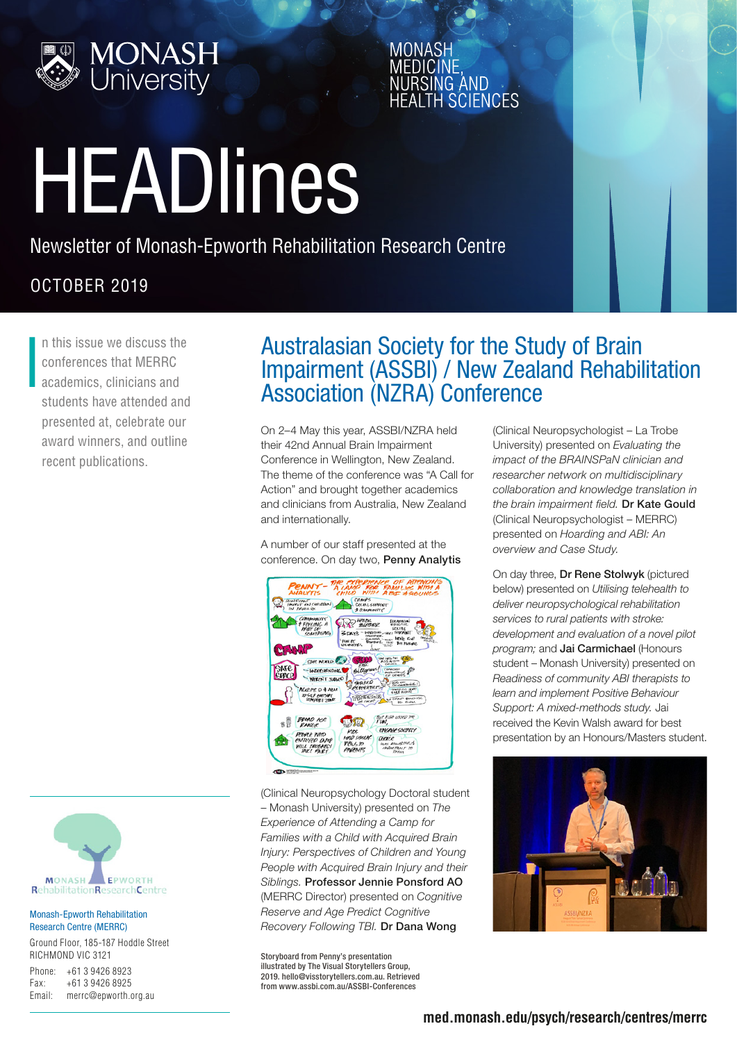# HEADlines

Newsletter of Monash-Epworth Rehabilitation Research Centre

OCTOBER 2019

In this issue we discuss the conferences that MERRC academics, clinicians and students have attended and presented at, celebrate our award winners, and outline recent publications.

## Australasian Society for the Study of Brain Impairment (ASSBI) / New Zealand Rehabilitation Association (NZRA) Conference

On 2–4 May this year, ASSBI/NZRA held their 42nd Annual Brain Impairment Conference in Wellington, New Zealand. The theme of the conference was "A Call for Action" and brought together academics and clinicians from Australia, New Zealand and internationally.

A number of our staff presented at the conference. On day two, **Penny Analytis** (Clinical Neuropsychology Doctoral student – Monash University) presented on *The Experience of Attending a Camp for Families with a Child with Acquired Brain Injury: Perspectives of Children and Young People with Acquired Brain Injury and their Siblings.* **Professor Jennie Ponsford AO** (MERRC Director) presented on *Cognitive Reserve and Age Predict Cognitive Recovery Following TBI.* **Dr Dana Wong** (Clinical Neuropsychologist – La Trobe University) presented on *Evaluating the impact of the BRAINSPaN clinician and researcher network on multidisciplinary collaboration and knowledge translation in the brain impairment field.* **Dr Kate Gould** (Clinical Neuropsychologist – MERRC) presented on *Hoarding and ABI: An overview and Case Study.*

Storyboard from Penny's presentation illustrated by The Visual Storytellers Group, 2019. hello@visstorytellers.com.au. Retrieved from www.assbi.com.au/ASSBI-Conferences

On day three, **Dr Rene Stolwyk** (pictured below) presented on *Utilising telehealth to deliver neuropsychological rehabilitation services to rural patients with stroke: development and evaluation of a novel pilot program;* and **Jai Carmichael** (Honours student – Monash University) presented on *Readiness of community ABI therapists to learn and implement Positive Behaviour Support: A mixed-methods study.* Jai received the Kevin Walsh award for best presentation by an Honours/Masters student.

Monash-Epworth Rehabilitation Research Centre (MERRC)

Ground Floor, 185-187 Hoddle Street
RICHMOND VIC 3121

Phone: +61 3 9426 8923
Fax: +61 3 9426 8925
Email: merrc@epworth.org.au

med.monash.edu/psych/research/centres/merrc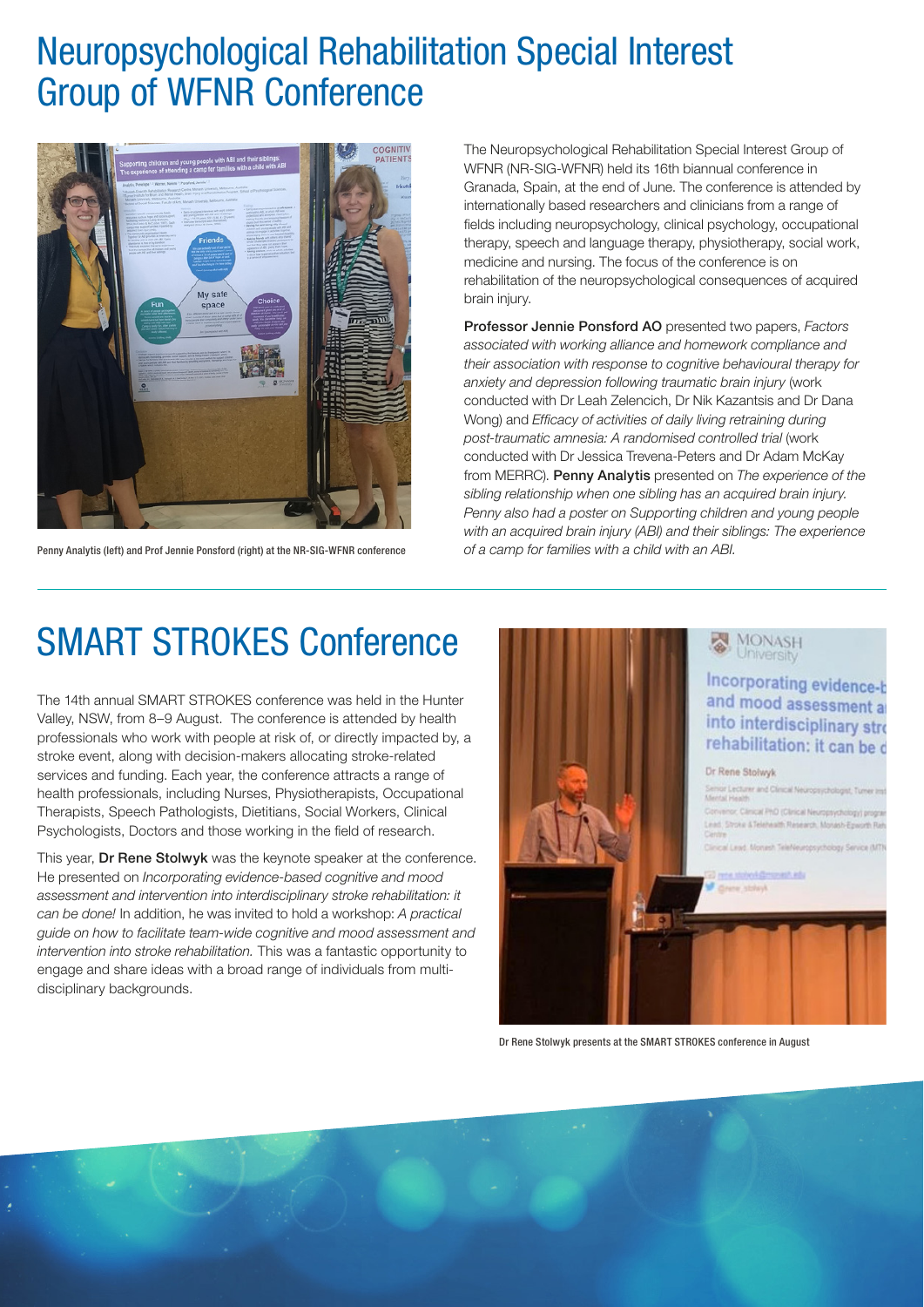# Neuropsychological Rehabilitation Special Interest Group of WFNR Conference

Penny Analytis (left) and Prof Jennie Ponsford (right) at the NR-SIG-WFNR conference

The Neuropsychological Rehabilitation Special Interest Group of WFNR (NR-SIG-WFNR) held its 16th biannual conference in Granada, Spain, at the end of June. The conference is attended by internationally based researchers and clinicians from a range of fields including neuropsychology, clinical psychology, occupational therapy, speech and language therapy, physiotherapy, social work, medicine and nursing. The focus of the conference is on rehabilitation of the neuropsychological consequences of acquired brain injury.

**Professor Jennie Ponsford AO** presented two papers, *Factors associated with working alliance and homework compliance and their association with response to cognitive behavioural therapy for anxiety and depression following traumatic brain injury* (work conducted with Dr Leah Zelencich, Dr Nik Kazantsis and Dr Dana Wong) and *Efficacy of activities of daily living retraining during post-traumatic amnesia: A randomised controlled trial* (work conducted with Dr Jessica Trevena-Peters and Dr Adam McKay from MERRC). **Penny Analytis** presented on *The experience of the sibling relationship when one sibling has an acquired brain injury. Penny also had a poster on Supporting children and young people with an acquired brain injury (ABI) and their siblings: The experience of a camp for families with a child with an ABI.*

# SMART STROKES Conference

The 14th annual SMART STROKES conference was held in the Hunter Valley, NSW, from 8–9 August. The conference is attended by health professionals who work with people at risk of, or directly impacted by, a stroke event, along with decision-makers allocating stroke-related services and funding. Each year, the conference attracts a range of health professionals, including Nurses, Physiotherapists, Occupational Therapists, Speech Pathologists, Dietitians, Social Workers, Clinical Psychologists, Doctors and those working in the field of research.

This year, **Dr Rene Stolwyk** was the keynote speaker at the conference. He presented on *Incorporating evidence-based cognitive and mood assessment and intervention into interdisciplinary stroke rehabilitation: it can be done!* In addition, he was invited to hold a workshop: *A practical guide on how to facilitate team-wide cognitive and mood assessment and intervention into stroke rehabilitation.* This was a fantastic opportunity to engage and share ideas with a broad range of individuals from multi-disciplinary backgrounds.

Dr Rene Stolwyk presents at the SMART STROKES conference in August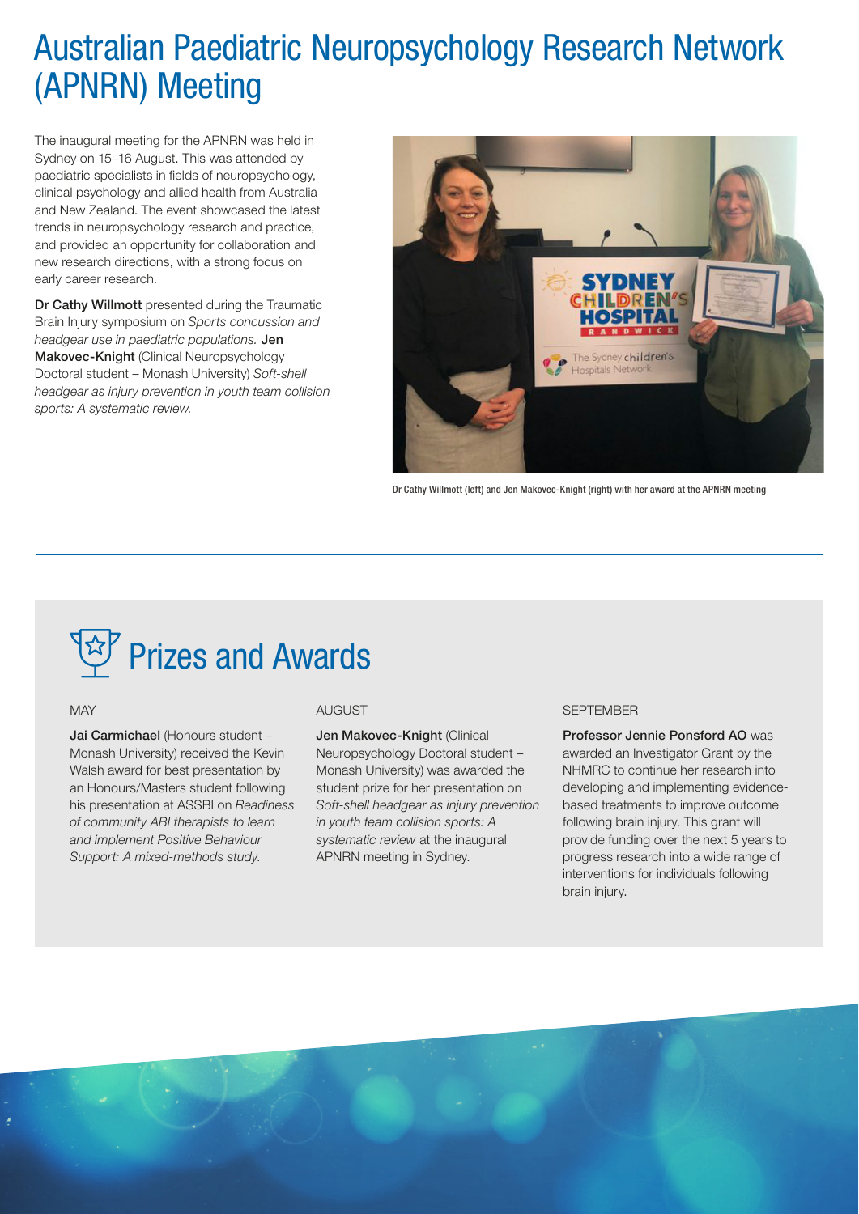# Australian Paediatric Neuropsychology Research Network (APNRN) Meeting

The inaugural meeting for the APNRN was held in Sydney on 15–16 August. This was attended by paediatric specialists in fields of neuropsychology, clinical psychology and allied health from Australia and New Zealand. The event showcased the latest trends in neuropsychology research and practice, and provided an opportunity for collaboration and new research directions, with a strong focus on early career research.

**Dr Cathy Willmott** presented during the Traumatic Brain Injury symposium on *Sports concussion and headgear use in paediatric populations.* **Jen Makovec-Knight** (Clinical Neuropsychology Doctoral student – Monash University) *Soft-shell headgear as injury prevention in youth team collision sports: A systematic review.*

Dr Cathy Willmott (left) and Jen Makovec-Knight (right) with her award at the APNRN meeting

# Prizes and Awards

MAY

**Jai Carmichael** (Honours student – Monash University) received the Kevin Walsh award for best presentation by an Honours/Masters student following his presentation at ASSBI on *Readiness of community ABI therapists to learn and implement Positive Behaviour Support: A mixed-methods study.*

AUGUST

**Jen Makovec-Knight** (Clinical Neuropsychology Doctoral student – Monash University) was awarded the student prize for her presentation on *Soft-shell headgear as injury prevention in youth team collision sports: A systematic review* at the inaugural APNRN meeting in Sydney.

SEPTEMBER

**Professor Jennie Ponsford AO** was awarded an Investigator Grant by the NHMRC to continue her research into developing and implementing evidence-based treatments to improve outcome following brain injury. This grant will provide funding over the next 5 years to progress research into a wide range of interventions for individuals following brain injury.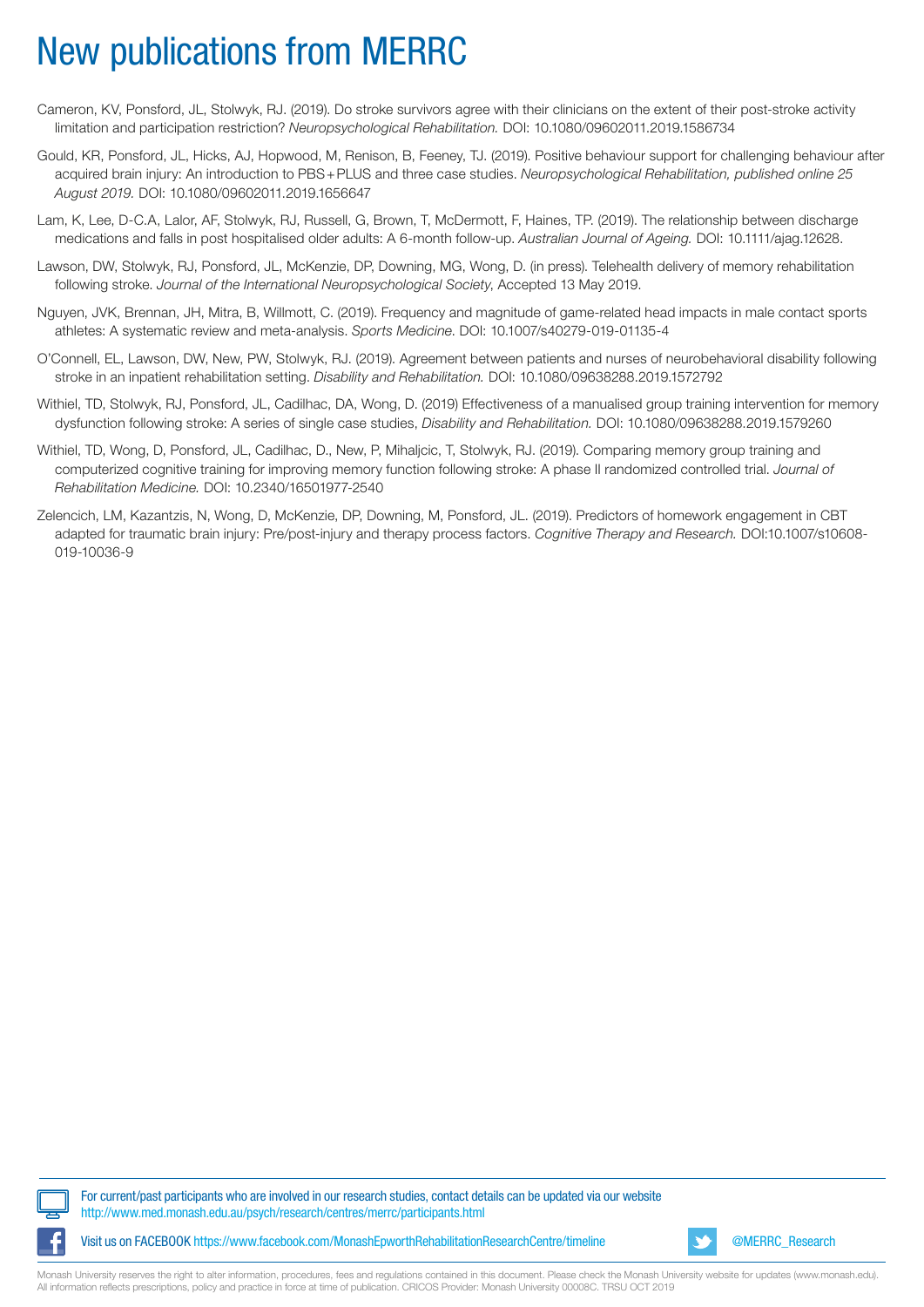# New publications from MERRC

Cameron, KV, Ponsford, JL, Stolwyk, RJ. (2019). Do stroke survivors agree with their clinicians on the extent of their post-stroke activity limitation and participation restriction? *Neuropsychological Rehabilitation.* DOI: 10.1080/09602011.2019.1586734

Gould, KR, Ponsford, JL, Hicks, AJ, Hopwood, M, Renison, B, Feeney, TJ. (2019). Positive behaviour support for challenging behaviour after acquired brain injury: An introduction to PBS+PLUS and three case studies. *Neuropsychological Rehabilitation, published online 25 August 2019.* DOI: 10.1080/09602011.2019.1656647

Lam, K, Lee, D-C.A, Lalor, AF, Stolwyk, RJ, Russell, G, Brown, T, McDermott, F, Haines, TP. (2019). The relationship between discharge medications and falls in post hospitalised older adults: A 6-month follow-up. *Australian Journal of Ageing.* DOI: 10.1111/ajag.12628.

Lawson, DW, Stolwyk, RJ, Ponsford, JL, McKenzie, DP, Downing, MG, Wong, D. (in press). Telehealth delivery of memory rehabilitation following stroke. *Journal of the International Neuropsychological Society,* Accepted 13 May 2019.

Nguyen, JVK, Brennan, JH, Mitra, B, Willmott, C. (2019). Frequency and magnitude of game-related head impacts in male contact sports athletes: A systematic review and meta-analysis. *Sports Medicine.* DOI: 10.1007/s40279-019-01135-4

O'Connell, EL, Lawson, DW, New, PW, Stolwyk, RJ. (2019). Agreement between patients and nurses of neurobehavioral disability following stroke in an inpatient rehabilitation setting. *Disability and Rehabilitation.* DOI: 10.1080/09638288.2019.1572792

Withiel, TD, Stolwyk, RJ, Ponsford, JL, Cadilhac, DA, Wong, D. (2019) Effectiveness of a manualised group training intervention for memory dysfunction following stroke: A series of single case studies, *Disability and Rehabilitation.* DOI: 10.1080/09638288.2019.1579260

Withiel, TD, Wong, D, Ponsford, JL, Cadilhac, D., New, P, Mihaljcic, T, Stolwyk, RJ. (2019). Comparing memory group training and computerized cognitive training for improving memory function following stroke: A phase II randomized controlled trial. *Journal of Rehabilitation Medicine.* DOI: 10.2340/16501977-2540

Zelencich, LM, Kazantzis, N, Wong, D, McKenzie, DP, Downing, M, Ponsford, JL. (2019). Predictors of homework engagement in CBT adapted for traumatic brain injury: Pre/post-injury and therapy process factors. *Cognitive Therapy and Research.* DOI:10.1007/s10608-019-10036-9

For current/past participants who are involved in our research studies, contact details can be updated via our website http://www.med.monash.edu.au/psych/research/centres/merrc/participants.html

Visit us on FACEBOOK https://www.facebook.com/MonashEpworthRehabilitationResearchCentre/timeline

@MERRC_Research

Monash University reserves the right to alter information, procedures, fees and regulations contained in this document. Please check the Monash University website for updates (www.monash.edu). All information reflects prescriptions, policy and practice in force at time of publication. CRICOS Provider: Monash University 00008C. TRSU OCT 2019